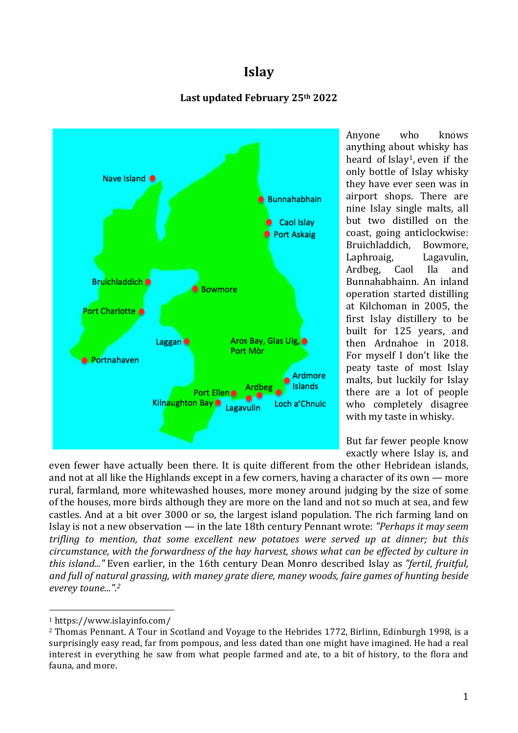# Islay

**Last updated February 25th 2022**

Anyone who knows anything about whisky has heard of Islay[1], even if the only bottle of Islay whisky they have ever seen was in airport shops. There are nine Islay single malts, all but two distilled on the coast, going anticlockwise: Bruichladdich, Bowmore, Laphroaig, Lagavulin, Ardbeg, Caol Ila and Bunnahabhainn. An inland operation started distilling at Kilchoman in 2005, the first Islay distillery to be built for 125 years, and then Ardnahoe in 2018. For myself I don't like the peaty taste of most Islay malts, but luckily for Islay there are a lot of people who completely disagree with my taste in whisky.

But far fewer people know exactly where Islay is, and even fewer have actually been there. It is quite different from the other Hebridean islands, and not at all like the Highlands except in a few corners, having a character of its own — more rural, farmland, more whitewashed houses, more money around judging by the size of some of the houses, more birds although they are more on the land and not so much at sea, and few castles. And at a bit over 3000 or so, the largest island population. The rich farming land on Islay is not a new observation — in the late 18th century Pennant wrote: *"Perhaps it may seem trifling to mention, that some excellent new potatoes were served up at dinner; but this circumstance, with the forwardness of the hay harvest, shows what can be effected by culture in this island..."* Even earlier, in the 16th century Dean Monro described Islay as *"fertil, fruitful, and full of natural grassing, with maney grate diere, maney woods, faire games of hunting beside everey toune..."*.[2]

---

[1] https://www.islayinfo.com/

[2] Thomas Pennant. A Tour in Scotland and Voyage to the Hebrides 1772, Birlinn, Edinburgh 1998, is a surprisingly easy read, far from pompous, and less dated than one might have imagined. He had a real interest in everything he saw from what people farmed and ate, to a bit of history, to the flora and fauna, and more.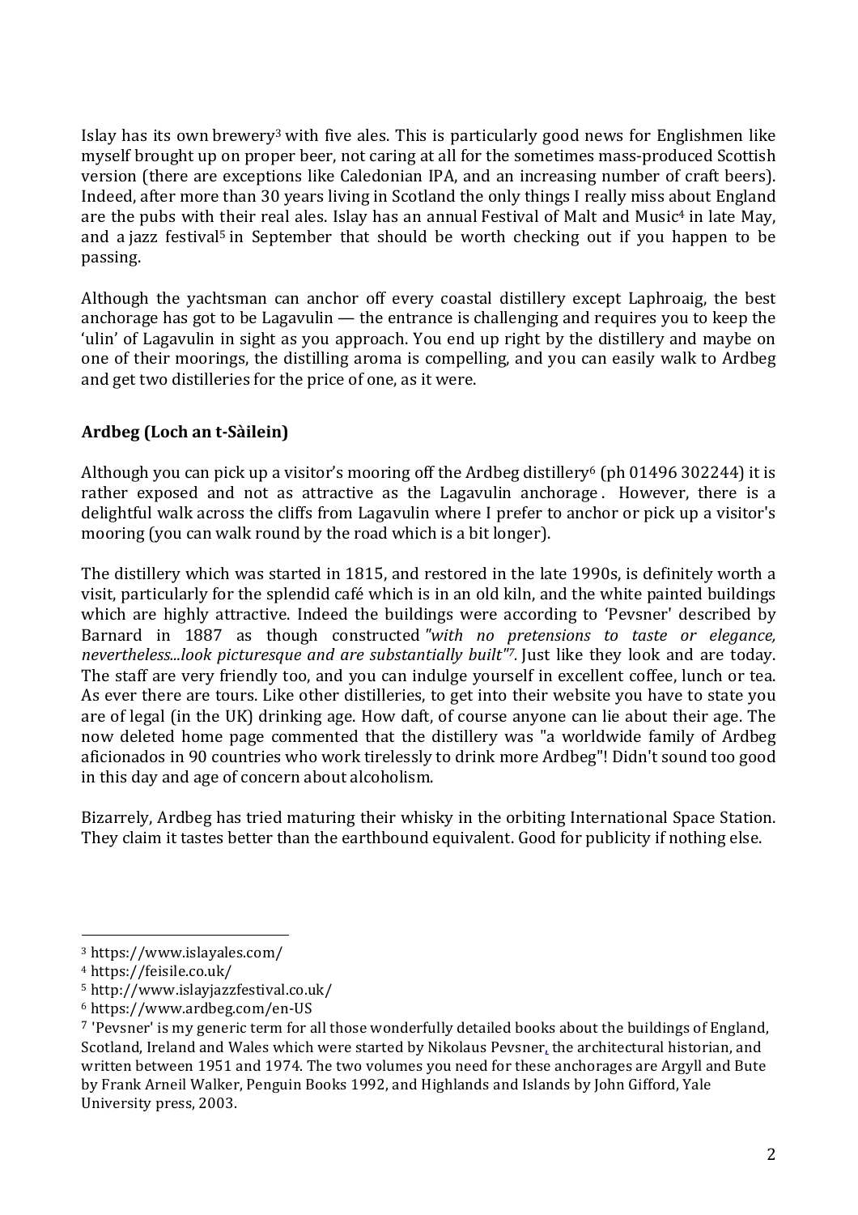Islay has its own brewery[3] with five ales. This is particularly good news for Englishmen like myself brought up on proper beer, not caring at all for the sometimes mass-produced Scottish version (there are exceptions like Caledonian IPA, and an increasing number of craft beers). Indeed, after more than 30 years living in Scotland the only things I really miss about England are the pubs with their real ales. Islay has an annual Festival of Malt and Music[4] in late May, and a jazz festival[5] in September that should be worth checking out if you happen to be passing.

Although the yachtsman can anchor off every coastal distillery except Laphroaig, the best anchorage has got to be Lagavulin — the entrance is challenging and requires you to keep the 'ulin' of Lagavulin in sight as you approach. You end up right by the distillery and maybe on one of their moorings, the distilling aroma is compelling, and you can easily walk to Ardbeg and get two distilleries for the price of one, as it were.

**Ardbeg (Loch an t-Sàilein)**

Although you can pick up a visitor's mooring off the Ardbeg distillery[6] (ph 01496 302244) it is rather exposed and not as attractive as the Lagavulin anchorage. However, there is a delightful walk across the cliffs from Lagavulin where I prefer to anchor or pick up a visitor's mooring (you can walk round by the road which is a bit longer).

The distillery which was started in 1815, and restored in the late 1990s, is definitely worth a visit, particularly for the splendid café which is in an old kiln, and the white painted buildings which are highly attractive. Indeed the buildings were according to 'Pevsner' described by Barnard in 1887 as though constructed *"with no pretensions to taste or elegance, nevertheless...look picturesque and are substantially built"*[7]. Just like they look and are today. The staff are very friendly too, and you can indulge yourself in excellent coffee, lunch or tea. As ever there are tours. Like other distilleries, to get into their website you have to state you are of legal (in the UK) drinking age. How daft, of course anyone can lie about their age. The now deleted home page commented that the distillery was "a worldwide family of Ardbeg aficionados in 90 countries who work tirelessly to drink more Ardbeg"! Didn't sound too good in this day and age of concern about alcoholism.

Bizarrely, Ardbeg has tried maturing their whisky in the orbiting International Space Station. They claim it tastes better than the earthbound equivalent. Good for publicity if nothing else.

---

[3] https://www.islayales.com/

[4] https://feisile.co.uk/

[5] http://www.islayjazzfestival.co.uk/

[6] https://www.ardbeg.com/en-US

[7] 'Pevsner' is my generic term for all those wonderfully detailed books about the buildings of England, Scotland, Ireland and Wales which were started by Nikolaus Pevsner, the architectural historian, and written between 1951 and 1974. The two volumes you need for these anchorages are Argyll and Bute by Frank Arneil Walker, Penguin Books 1992, and Highlands and Islands by John Gifford, Yale University press, 2003.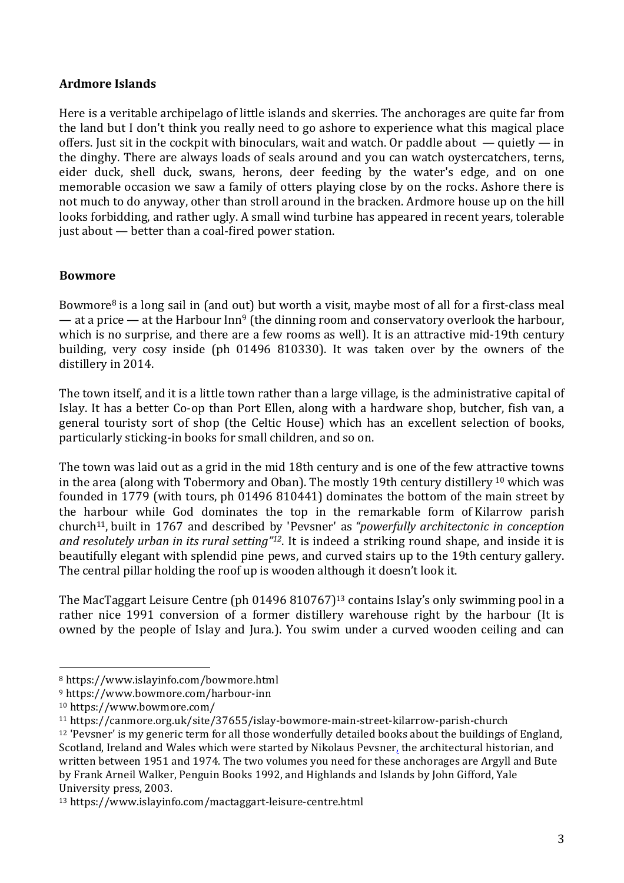**Ardmore Islands**

Here is a veritable archipelago of little islands and skerries. The anchorages are quite far from the land but I don't think you really need to go ashore to experience what this magical place offers. Just sit in the cockpit with binoculars, wait and watch. Or paddle about — quietly — in the dinghy. There are always loads of seals around and you can watch oystercatchers, terns, eider duck, shell duck, swans, herons, deer feeding by the water's edge, and on one memorable occasion we saw a family of otters playing close by on the rocks. Ashore there is not much to do anyway, other than stroll around in the bracken. Ardmore house up on the hill looks forbidding, and rather ugly. A small wind turbine has appeared in recent years, tolerable just about — better than a coal-fired power station.

**Bowmore**

Bowmore[8] is a long sail in (and out) but worth a visit, maybe most of all for a first-class meal — at a price — at the Harbour Inn[9] (the dinning room and conservatory overlook the harbour, which is no surprise, and there are a few rooms as well). It is an attractive mid-19th century building, very cosy inside (ph 01496 810330). It was taken over by the owners of the distillery in 2014.

The town itself, and it is a little town rather than a large village, is the administrative capital of Islay. It has a better Co-op than Port Ellen, along with a hardware shop, butcher, fish van, a general touristy sort of shop (the Celtic House) which has an excellent selection of books, particularly sticking-in books for small children, and so on.

The town was laid out as a grid in the mid 18th century and is one of the few attractive towns in the area (along with Tobermory and Oban). The mostly 19th century distillery [10] which was founded in 1779 (with tours, ph 01496 810441) dominates the bottom of the main street by the harbour while God dominates the top in the remarkable form of Kilarrow parish church[11], built in 1767 and described by 'Pevsner' as *"powerfully architectonic in conception and resolutely urban in its rural setting"*[12]. It is indeed a striking round shape, and inside it is beautifully elegant with splendid pine pews, and curved stairs up to the 19th century gallery. The central pillar holding the roof up is wooden although it doesn't look it.

The MacTaggart Leisure Centre (ph 01496 810767)[13] contains Islay's only swimming pool in a rather nice 1991 conversion of a former distillery warehouse right by the harbour (It is owned by the people of Islay and Jura.). You swim under a curved wooden ceiling and can

---

[8] https://www.islayinfo.com/bowmore.html

[9] https://www.bowmore.com/harbour-inn

[10] https://www.bowmore.com/

[11] https://canmore.org.uk/site/37655/islay-bowmore-main-street-kilarrow-parish-church

[12] 'Pevsner' is my generic term for all those wonderfully detailed books about the buildings of England, Scotland, Ireland and Wales which were started by Nikolaus Pevsner, the architectural historian, and written between 1951 and 1974. The two volumes you need for these anchorages are Argyll and Bute by Frank Arneil Walker, Penguin Books 1992, and Highlands and Islands by John Gifford, Yale University press, 2003.

[13] https://www.islayinfo.com/mactaggart-leisure-centre.html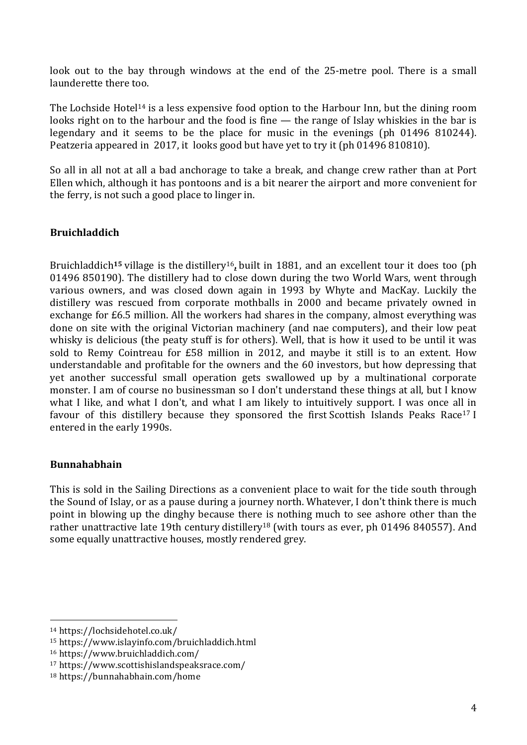look out to the bay through windows at the end of the 25-metre pool. There is a small launderette there too.

The Lochside Hotel[14] is a less expensive food option to the Harbour Inn, but the dining room looks right on to the harbour and the food is fine — the range of Islay whiskies in the bar is legendary and it seems to be the place for music in the evenings (ph 01496 810244). Peatzeria appeared in 2017, it looks good but have yet to try it (ph 01496 810810).

So all in all not at all a bad anchorage to take a break, and change crew rather than at Port Ellen which, although it has pontoons and is a bit nearer the airport and more convenient for the ferry, is not such a good place to linger in.

### Bruichladdich

Bruichladdich[15] village is the distillery[16], built in 1881, and an excellent tour it does too (ph 01496 850190). The distillery had to close down during the two World Wars, went through various owners, and was closed down again in 1993 by Whyte and MacKay. Luckily the distillery was rescued from corporate mothballs in 2000 and became privately owned in exchange for £6.5 million. All the workers had shares in the company, almost everything was done on site with the original Victorian machinery (and nae computers), and their low peat whisky is delicious (the peaty stuff is for others). Well, that is how it used to be until it was sold to Remy Cointreau for £58 million in 2012, and maybe it still is to an extent. How understandable and profitable for the owners and the 60 investors, but how depressing that yet another successful small operation gets swallowed up by a multinational corporate monster. I am of course no businessman so I don't understand these things at all, but I know what I like, and what I don't, and what I am likely to intuitively support. I was once all in favour of this distillery because they sponsored the first Scottish Islands Peaks Race[17] I entered in the early 1990s.

### Bunnahabhain

This is sold in the Sailing Directions as a convenient place to wait for the tide south through the Sound of Islay, or as a pause during a journey north. Whatever, I don't think there is much point in blowing up the dinghy because there is nothing much to see ashore other than the rather unattractive late 19th century distillery[18] (with tours as ever, ph 01496 840557). And some equally unattractive houses, mostly rendered grey.

---

[14] https://lochsidehotel.co.uk/

[15] https://www.islayinfo.com/bruichladdich.html

[16] https://www.bruichladdich.com/

[17] https://www.scottishislandspeaksrace.com/

[18] https://bunnahabhain.com/home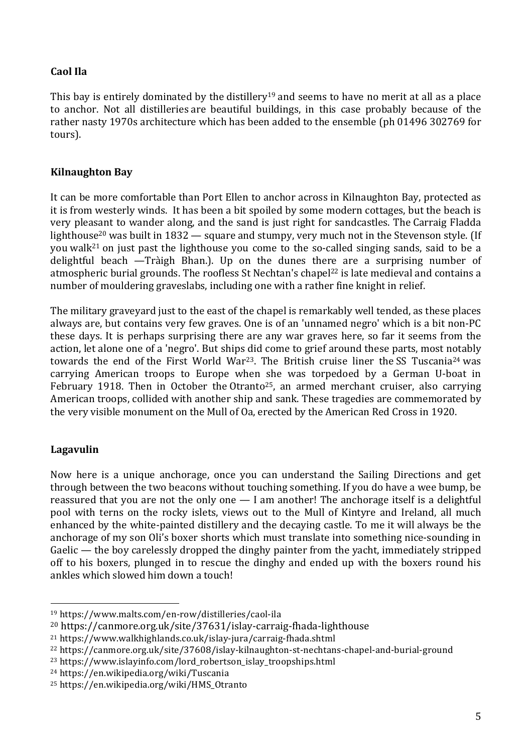**Caol Ila**

This bay is entirely dominated by the distillery[19] and seems to have no merit at all as a place to anchor. Not all distilleries are beautiful buildings, in this case probably because of the rather nasty 1970s architecture which has been added to the ensemble (ph 01496 302769 for tours).

**Kilnaughton Bay**

It can be more comfortable than Port Ellen to anchor across in Kilnaughton Bay, protected as it is from westerly winds. It has been a bit spoiled by some modern cottages, but the beach is very pleasant to wander along, and the sand is just right for sandcastles. The Carraig Fladda lighthouse[20] was built in 1832 — square and stumpy, very much not in the Stevenson style. (If you walk[21] on just past the lighthouse you come to the so-called singing sands, said to be a delightful beach —Tràigh Bhan.). Up on the dunes there are a surprising number of atmospheric burial grounds. The roofless St Nechtan's chapel[22] is late medieval and contains a number of mouldering graveslabs, including one with a rather fine knight in relief.

The military graveyard just to the east of the chapel is remarkably well tended, as these places always are, but contains very few graves. One is of an 'unnamed negro' which is a bit non-PC these days. It is perhaps surprising there are any war graves here, so far it seems from the action, let alone one of a 'negro'. But ships did come to grief around these parts, most notably towards the end of the First World War[23]. The British cruise liner the SS Tuscania[24] was carrying American troops to Europe when she was torpedoed by a German U-boat in February 1918. Then in October the Otranto[25], an armed merchant cruiser, also carrying American troops, collided with another ship and sank. These tragedies are commemorated by the very visible monument on the Mull of Oa, erected by the American Red Cross in 1920.

**Lagavulin**

Now here is a unique anchorage, once you can understand the Sailing Directions and get through between the two beacons without touching something. If you do have a wee bump, be reassured that you are not the only one — I am another! The anchorage itself is a delightful pool with terns on the rocky islets, views out to the Mull of Kintyre and Ireland, all much enhanced by the white-painted distillery and the decaying castle. To me it will always be the anchorage of my son Oli's boxer shorts which must translate into something nice-sounding in Gaelic — the boy carelessly dropped the dinghy painter from the yacht, immediately stripped off to his boxers, plunged in to rescue the dinghy and ended up with the boxers round his ankles which slowed him down a touch!

---

[19] https://www.malts.com/en-row/distilleries/caol-ila

[20] https://canmore.org.uk/site/37631/islay-carraig-fhada-lighthouse

[21] https://www.walkhighlands.co.uk/islay-jura/carraig-fhada.shtml

[22] https://canmore.org.uk/site/37608/islay-kilnaughton-st-nechtans-chapel-and-burial-ground

[23] https://www.islayinfo.com/lord_robertson_islay_troopships.html

[24] https://en.wikipedia.org/wiki/Tuscania

[25] https://en.wikipedia.org/wiki/HMS_Otranto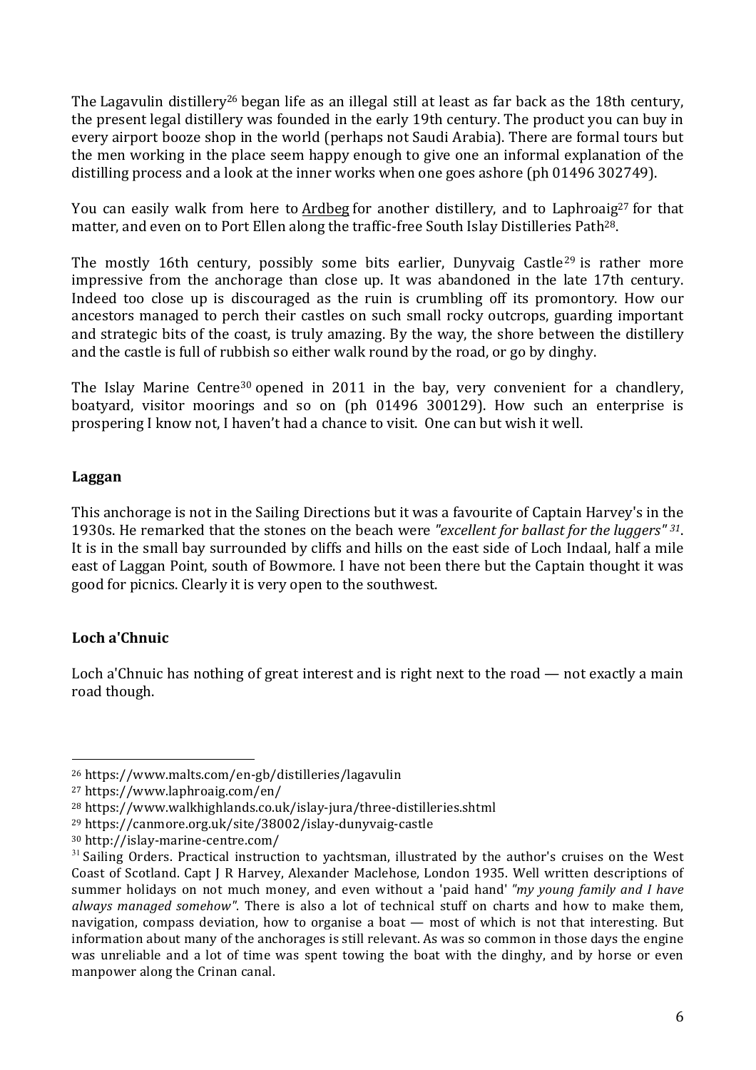The Lagavulin distillery[26] began life as an illegal still at least as far back as the 18th century, the present legal distillery was founded in the early 19th century. The product you can buy in every airport booze shop in the world (perhaps not Saudi Arabia). There are formal tours but the men working in the place seem happy enough to give one an informal explanation of the distilling process and a look at the inner works when one goes ashore (ph 01496 302749).

You can easily walk from here to Ardbeg for another distillery, and to Laphroaig[27] for that matter, and even on to Port Ellen along the traffic-free South Islay Distilleries Path[28].

The mostly 16th century, possibly some bits earlier, Dunyvaig Castle[29] is rather more impressive from the anchorage than close up. It was abandoned in the late 17th century. Indeed too close up is discouraged as the ruin is crumbling off its promontory. How our ancestors managed to perch their castles on such small rocky outcrops, guarding important and strategic bits of the coast, is truly amazing. By the way, the shore between the distillery and the castle is full of rubbish so either walk round by the road, or go by dinghy.

The Islay Marine Centre[30] opened in 2011 in the bay, very convenient for a chandlery, boatyard, visitor moorings and so on (ph 01496 300129). How such an enterprise is prospering I know not, I haven't had a chance to visit. One can but wish it well.

**Laggan**

This anchorage is not in the Sailing Directions but it was a favourite of Captain Harvey's in the 1930s. He remarked that the stones on the beach were *"excellent for ballast for the luggers"* [31]. It is in the small bay surrounded by cliffs and hills on the east side of Loch Indaal, half a mile east of Laggan Point, south of Bowmore. I have not been there but the Captain thought it was good for picnics. Clearly it is very open to the southwest.

**Loch a'Chnuic**

Loch a'Chnuic has nothing of great interest and is right next to the road — not exactly a main road though.

---

[26] https://www.malts.com/en-gb/distilleries/lagavulin

[27] https://www.laphroaig.com/en/

[28] https://www.walkhighlands.co.uk/islay-jura/three-distilleries.shtml

[29] https://canmore.org.uk/site/38002/islay-dunyvaig-castle

[30] http://islay-marine-centre.com/

[31] Sailing Orders. Practical instruction to yachtsman, illustrated by the author's cruises on the West Coast of Scotland. Capt J R Harvey, Alexander Maclehose, London 1935. Well written descriptions of summer holidays on not much money, and even without a 'paid hand' *"my young family and I have always managed somehow"*. There is also a lot of technical stuff on charts and how to make them, navigation, compass deviation, how to organise a boat — most of which is not that interesting. But information about many of the anchorages is still relevant. As was so common in those days the engine was unreliable and a lot of time was spent towing the boat with the dinghy, and by horse or even manpower along the Crinan canal.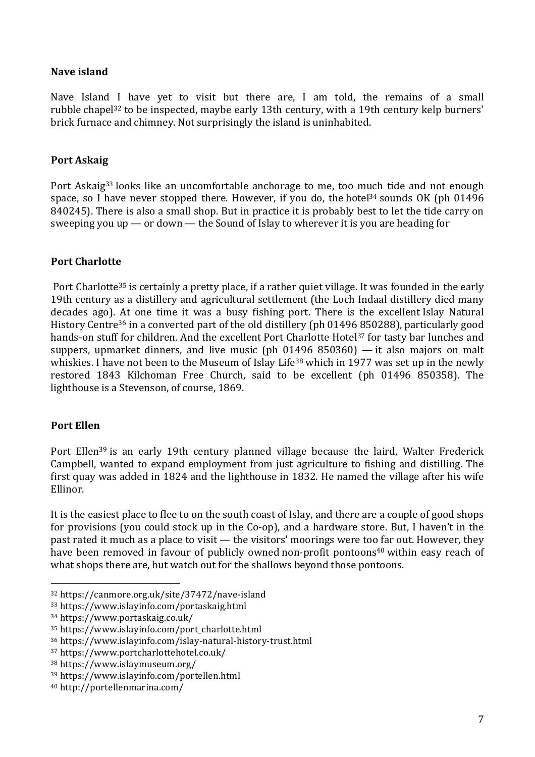### Nave island

Nave Island I have yet to visit but there are, I am told, the remains of a small rubble chapel[32] to be inspected, maybe early 13th century, with a 19th century kelp burners' brick furnace and chimney. Not surprisingly the island is uninhabited.

### Port Askaig

Port Askaig[33] looks like an uncomfortable anchorage to me, too much tide and not enough space, so I have never stopped there. However, if you do, the hotel[34] sounds OK (ph 01496 840245). There is also a small shop. But in practice it is probably best to let the tide carry on sweeping you up — or down — the Sound of Islay to wherever it is you are heading for

### Port Charlotte

Port Charlotte[35] is certainly a pretty place, if a rather quiet village. It was founded in the early 19th century as a distillery and agricultural settlement (the Loch Indaal distillery died many decades ago). At one time it was a busy fishing port. There is the excellent Islay Natural History Centre[36] in a converted part of the old distillery (ph 01496 850288), particularly good hands-on stuff for children. And the excellent Port Charlotte Hotel[37] for tasty bar lunches and suppers, upmarket dinners, and live music (ph 01496 850360) — it also majors on malt whiskies. I have not been to the Museum of Islay Life[38] which in 1977 was set up in the newly restored 1843 Kilchoman Free Church, said to be excellent (ph 01496 850358). The lighthouse is a Stevenson, of course, 1869.

### Port Ellen

Port Ellen[39] is an early 19th century planned village because the laird, Walter Frederick Campbell, wanted to expand employment from just agriculture to fishing and distilling. The first quay was added in 1824 and the lighthouse in 1832. He named the village after his wife Ellinor.

It is the easiest place to flee to on the south coast of Islay, and there are a couple of good shops for provisions (you could stock up in the Co-op), and a hardware store. But, I haven't in the past rated it much as a place to visit — the visitors' moorings were too far out. However, they have been removed in favour of publicly owned non-profit pontoons[40] within easy reach of what shops there are, but watch out for the shallows beyond those pontoons.

---

[32] https://canmore.org.uk/site/37472/nave-island

[33] https://www.islayinfo.com/portaskaig.html

[34] https://www.portaskaig.co.uk/

[35] https://www.islayinfo.com/port_charlotte.html

[36] https://www.islayinfo.com/islay-natural-history-trust.html

[37] https://www.portcharlottehotel.co.uk/

[38] https://www.islaymuseum.org/

[39] https://www.islayinfo.com/portellen.html

[40] http://portellenmarina.com/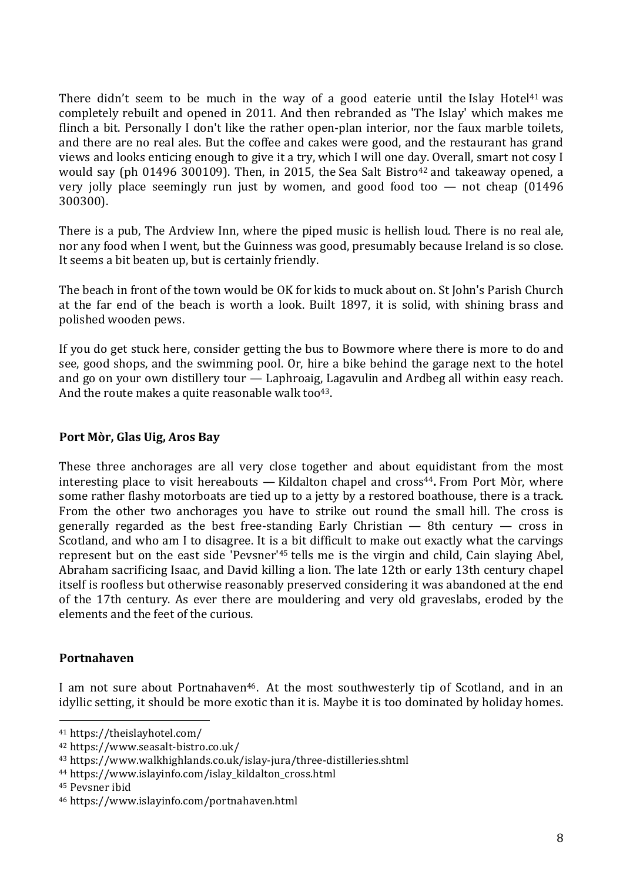There didn't seem to be much in the way of a good eaterie until the Islay Hotel[41] was completely rebuilt and opened in 2011. And then rebranded as 'The Islay' which makes me flinch a bit. Personally I don't like the rather open-plan interior, nor the faux marble toilets, and there are no real ales. But the coffee and cakes were good, and the restaurant has grand views and looks enticing enough to give it a try, which I will one day. Overall, smart not cosy I would say (ph 01496 300109). Then, in 2015, the Sea Salt Bistro[42] and takeaway opened, a very jolly place seemingly run just by women, and good food too — not cheap (01496 300300).

There is a pub, The Ardview Inn, where the piped music is hellish loud. There is no real ale, nor any food when I went, but the Guinness was good, presumably because Ireland is so close. It seems a bit beaten up, but is certainly friendly.

The beach in front of the town would be OK for kids to muck about on. St John's Parish Church at the far end of the beach is worth a look. Built 1897, it is solid, with shining brass and polished wooden pews.

If you do get stuck here, consider getting the bus to Bowmore where there is more to do and see, good shops, and the swimming pool. Or, hire a bike behind the garage next to the hotel and go on your own distillery tour — Laphroaig, Lagavulin and Ardbeg all within easy reach. And the route makes a quite reasonable walk too[43].

**Port Mòr, Glas Uig, Aros Bay**

These three anchorages are all very close together and about equidistant from the most interesting place to visit hereabouts — Kildalton chapel and cross[44]. From Port Mòr, where some rather flashy motorboats are tied up to a jetty by a restored boathouse, there is a track. From the other two anchorages you have to strike out round the small hill. The cross is generally regarded as the best free-standing Early Christian — 8th century — cross in Scotland, and who am I to disagree. It is a bit difficult to make out exactly what the carvings represent but on the east side 'Pevsner'[45] tells me is the virgin and child, Cain slaying Abel, Abraham sacrificing Isaac, and David killing a lion. The late 12th or early 13th century chapel itself is roofless but otherwise reasonably preserved considering it was abandoned at the end of the 17th century. As ever there are mouldering and very old graveslabs, eroded by the elements and the feet of the curious.

**Portnahaven**

I am not sure about Portnahaven[46]. At the most southwesterly tip of Scotland, and in an idyllic setting, it should be more exotic than it is. Maybe it is too dominated by holiday homes.

---

[41] https://theislayhotel.com/

[42] https://www.seasalt-bistro.co.uk/

[43] https://www.walkhighlands.co.uk/islay-jura/three-distilleries.shtml

[44] https://www.islayinfo.com/islay_kildalton_cross.html

[45] Pevsner ibid

[46] https://www.islayinfo.com/portnahaven.html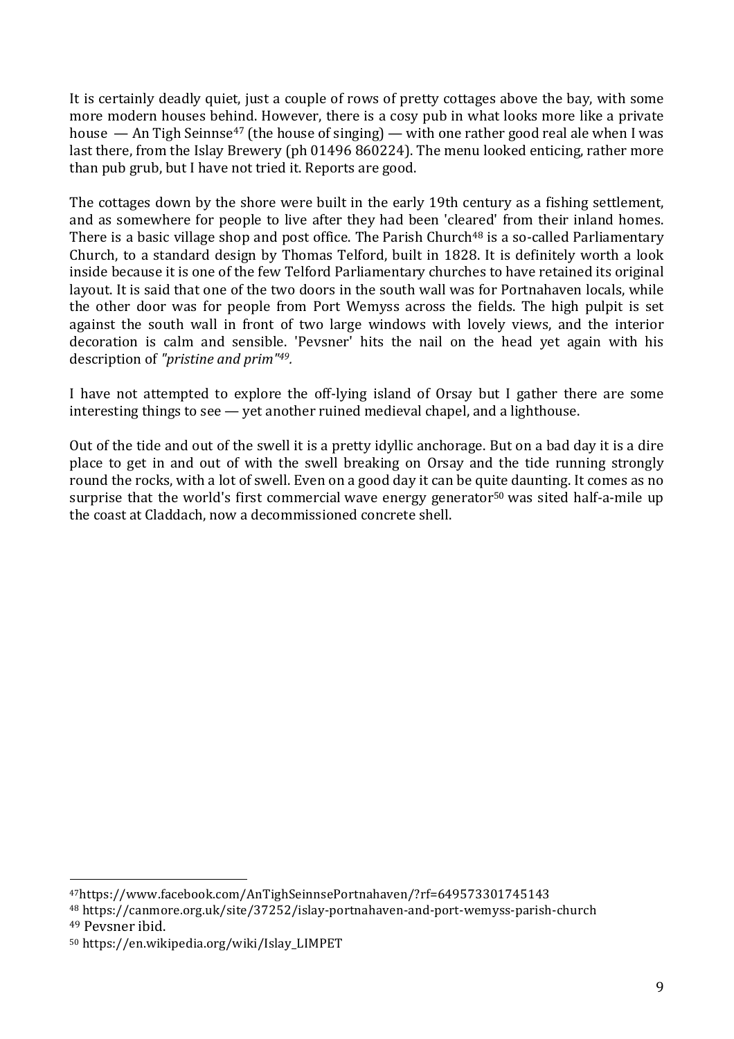It is certainly deadly quiet, just a couple of rows of pretty cottages above the bay, with some more modern houses behind. However, there is a cosy pub in what looks more like a private house — An Tigh Seinnse[47] (the house of singing) — with one rather good real ale when I was last there, from the Islay Brewery (ph 01496 860224). The menu looked enticing, rather more than pub grub, but I have not tried it. Reports are good.

The cottages down by the shore were built in the early 19th century as a fishing settlement, and as somewhere for people to live after they had been 'cleared' from their inland homes. There is a basic village shop and post office. The Parish Church[48] is a so-called Parliamentary Church, to a standard design by Thomas Telford, built in 1828. It is definitely worth a look inside because it is one of the few Telford Parliamentary churches to have retained its original layout. It is said that one of the two doors in the south wall was for Portnahaven locals, while the other door was for people from Port Wemyss across the fields. The high pulpit is set against the south wall in front of two large windows with lovely views, and the interior decoration is calm and sensible. 'Pevsner' hits the nail on the head yet again with his description of *"pristine and prim"[49].*

I have not attempted to explore the off-lying island of Orsay but I gather there are some interesting things to see — yet another ruined medieval chapel, and a lighthouse.

Out of the tide and out of the swell it is a pretty idyllic anchorage. But on a bad day it is a dire place to get in and out of with the swell breaking on Orsay and the tide running strongly round the rocks, with a lot of swell. Even on a good day it can be quite daunting. It comes as no surprise that the world's first commercial wave energy generator[50] was sited half-a-mile up the coast at Claddach, now a decommissioned concrete shell.

---

[47] https://www.facebook.com/AnTighSeinnsePortnahaven/?rf=649573301745143

[48] https://canmore.org.uk/site/37252/islay-portnahaven-and-port-wemyss-parish-church

[49] Pevsner ibid.

[50] https://en.wikipedia.org/wiki/Islay_LIMPET